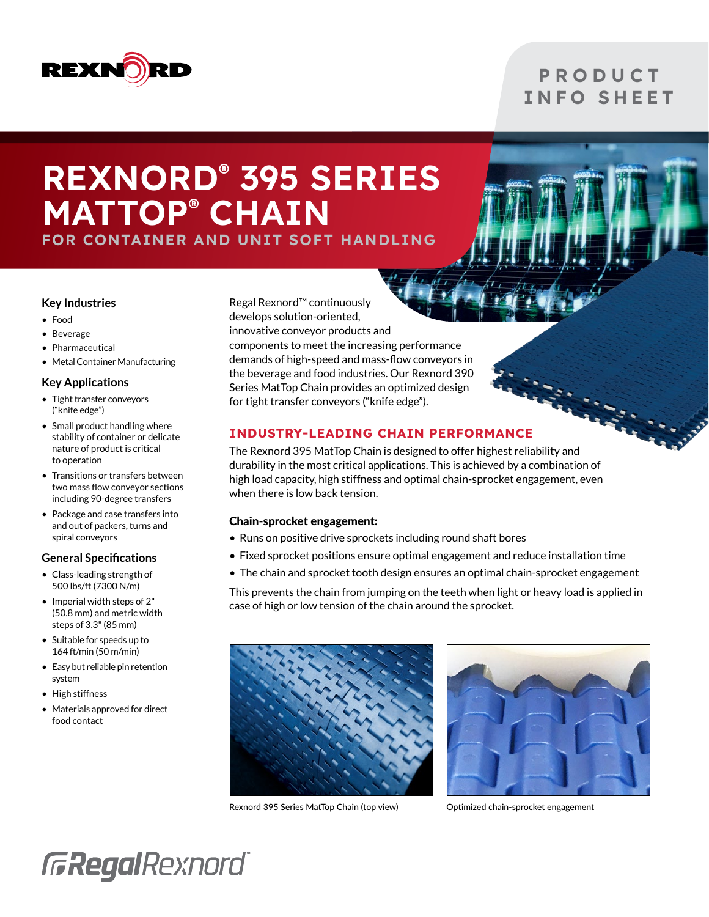PRODUCT INFO SHEET

# REXNORD® 395 SERIES MATTOP® CHAIN

## FOR CONTAINER AND UNIT SOFT HANDLING

### Key Industries

- Food
- Beverage
- Pharmaceutical
- Metal Container Manufacturing

### Key Applications

- Tight transfer conveyors ("knife edge")
- Small product handling where stability of container or delicate nature of product is critical to operation
- Transitions or transfers between two mass flow conveyor sections including 90-degree transfers
- Package and case transfers into and out of packers, turns and spiral conveyors

### General Specifications

- Class-leading strength of 500 lbs/ft (7300 N/m)
- Imperial width steps of 2" (50.8 mm) and metric width steps of 3.3" (85 mm)
- Suitable for speeds up to 164 ft/min (50 m/min)
- Easy but reliable pin retention system
- High stiffness
- Materials approved for direct food contact

Regal Rexnord™ continuously develops solution-oriented, innovative conveyor products and components to meet the increasing performance demands of high-speed and mass-flow conveyors in the beverage and food industries. Our Rexnord 390 Series MatTop Chain provides an optimized design for tight transfer conveyors ("knife edge").

## INDUSTRY-LEADING CHAIN PERFORMANCE

The Rexnord 395 MatTop Chain is designed to offer highest reliability and durability in the most critical applications. This is achieved by a combination of high load capacity, high stiffness and optimal chain-sprocket engagement, even when there is low back tension.

### Chain-sprocket engagement:

- Runs on positive drive sprockets including round shaft bores
- Fixed sprocket positions ensure optimal engagement and reduce installation time
- The chain and sprocket tooth design ensures an optimal chain-sprocket engagement

This prevents the chain from jumping on the teeth when light or heavy load is applied in case of high or low tension of the chain around the sprocket.

Rexnord 395 Series MatTop Chain (top view)

Optimized chain-sprocket engagement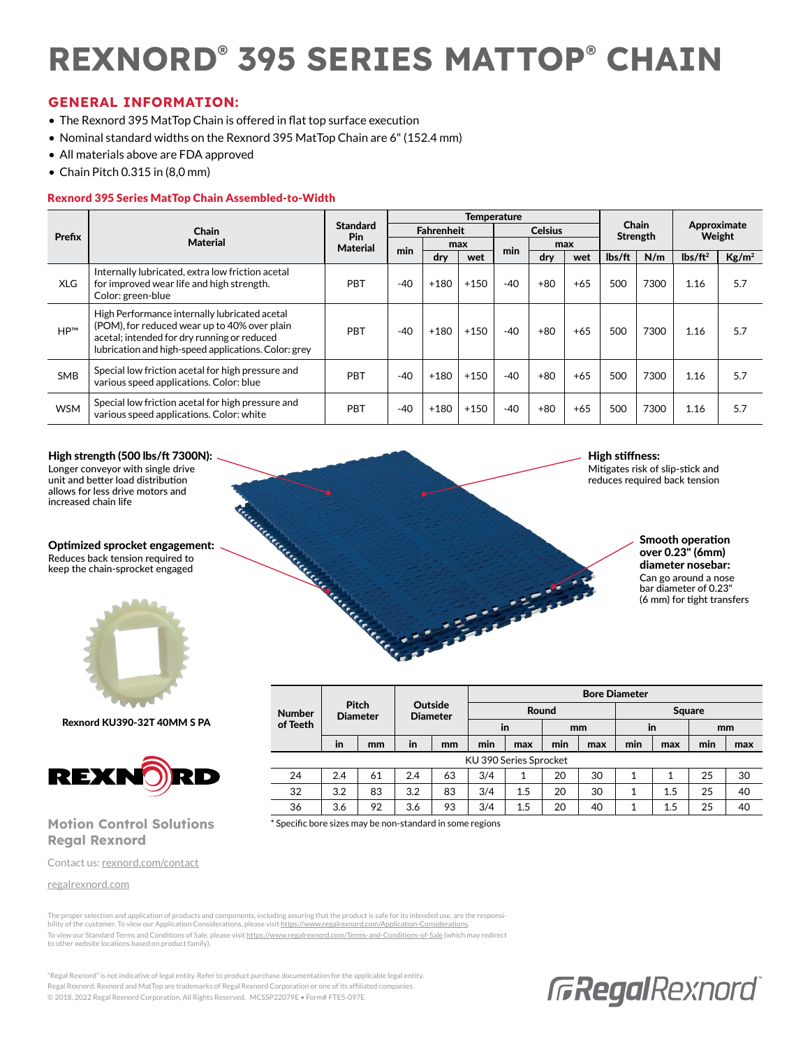# REXNORD® 395 SERIES MATTOP® CHAIN

## GENERAL INFORMATION:

- The Rexnord 395 MatTop Chain is offered in flat top surface execution
- Nominal standard widths on the Rexnord 395 MatTop Chain are 6" (152.4 mm)
- All materials above are FDA approved
- Chain Pitch 0.315 in (8,0 mm)

### Rexnord 395 Series MatTop Chain Assembled-to-Width

| Prefix | Chain Material | Standard Pin Material | Temperature | | | | | | Chain Strength | | Approximate Weight | |
|---|---|---|---|---|---|---|---|---|---|---|---|---|
| | | | Fahrenheit | | | Celsius | | | | | | |
| | | | min | max | | min | max | | | | | |
| | | | | dry | wet | | dry | wet | lbs/ft | N/m | lbs/ft² | Kg/m² |
| XLG | Internally lubricated, extra low friction acetal for improved wear life and high strength. Color: green-blue | PBT | -40 | +180 | +150 | -40 | +80 | +65 | 500 | 7300 | 1.16 | 5.7 |
| HP™ | High Performance internally lubricated acetal (POM), for reduced wear up to 40% over plain acetal; intended for dry running or reduced lubrication and high-speed applications. Color: grey | PBT | -40 | +180 | +150 | -40 | +80 | +65 | 500 | 7300 | 1.16 | 5.7 |
| SMB | Special low friction acetal for high pressure and various speed applications. Color: blue | PBT | -40 | +180 | +150 | -40 | +80 | +65 | 500 | 7300 | 1.16 | 5.7 |
| WSM | Special low friction acetal for high pressure and various speed applications. Color: white | PBT | -40 | +180 | +150 | -40 | +80 | +65 | 500 | 7300 | 1.16 | 5.7 |

**High strength (500 lbs/ft 7300N):** Longer conveyor with single drive unit and better load distribution allows for less drive motors and increased chain life

**High stiffness:** Mitigates risk of slip-stick and reduces required back tension

**Optimized sprocket engagement:** Reduces back tension required to keep the chain-sprocket engaged

**Smooth operation over 0.23" (6mm) diameter nosebar:** Can go around a nose bar diameter of 0.23" (6 mm) for tight transfers

Rexnord KU390-32T 40MM S PA

| Number of Teeth | Pitch Diameter | | Outside Diameter | | Bore Diameter | | | | | | | |
|---|---|---|---|---|---|---|---|---|---|---|---|---|
| | | | | | Round | | | | Square | | | |
| | | | | | in | | mm | | in | | mm | |
| | in | mm | in | mm | min | max | min | max | min | max | min | max |
| KU 390 Series Sprocket | | | | | | | | | | | | |
| 24 | 2.4 | 61 | 2.4 | 63 | 3/4 | 1 | 20 | 30 | 1 | 1 | 25 | 30 |
| 32 | 3.2 | 83 | 3.2 | 83 | 3/4 | 1.5 | 20 | 30 | 1 | 1.5 | 25 | 40 |
| 36 | 3.6 | 92 | 3.6 | 93 | 3/4 | 1.5 | 20 | 40 | 1 | 1.5 | 25 | 40 |

\* Specific bore sizes may be non-standard in some regions

REXNORD

**Motion Control Solutions**
**Regal Rexnord**

Contact us: rexnord.com/contact

regalrexnord.com

The proper selection and application of products and components, including assuring that the product is safe for its intended use, are the responsibility of the customer. To view our Application Considerations, please visit https://www.regalrexnord.com/Application-Considerations.
To view our Standard Terms and Conditions of Sale, please visit https://www.regalrexnord.com/Terms-and-Conditions-of-Sale (which may redirect to other website locations based on product family).

"Regal Rexnord" is not indicative of legal entity. Refer to product purchase documentation for the applicable legal entity.
Regal Rexnord, Rexnord and MatTop are trademarks of Regal Rexnord Corporation or one of its affiliated companies.
© 2018, 2022 Regal Rexnord Corporation, All Rights Reserved. MCSSP22079E • Form# FTE5-097E

RegalRexnord™